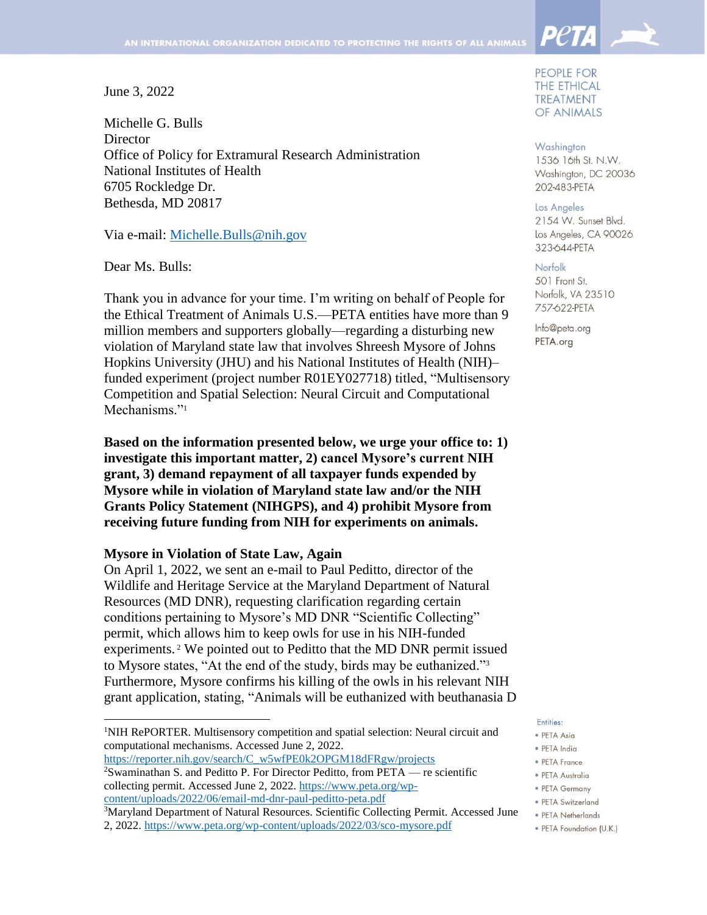June 3, 2022

Michelle G. Bulls
Director
Office of Policy for Extramural Research Administration
National Institutes of Health
6705 Rockledge Dr.
Bethesda, MD 20817

Via e-mail: Michelle.Bulls@nih.gov

Dear Ms. Bulls:

Thank you in advance for your time. I'm writing on behalf of People for the Ethical Treatment of Animals U.S.—PETA entities have more than 9 million members and supporters globally—regarding a disturbing new violation of Maryland state law that involves Shreesh Mysore of Johns Hopkins University (JHU) and his National Institutes of Health (NIH)–funded experiment (project number R01EY027718) titled, "Multisensory Competition and Spatial Selection: Neural Circuit and Computational Mechanisms."[1]

**Based on the information presented below, we urge your office to: 1) investigate this important matter, 2) cancel Mysore's current NIH grant, 3) demand repayment of all taxpayer funds expended by Mysore while in violation of Maryland state law and/or the NIH Grants Policy Statement (NIHGPS), and 4) prohibit Mysore from receiving future funding from NIH for experiments on animals.**

**Mysore in Violation of State Law, Again**

On April 1, 2022, we sent an e-mail to Paul Peditto, director of the Wildlife and Heritage Service at the Maryland Department of Natural Resources (MD DNR), requesting clarification regarding certain conditions pertaining to Mysore's MD DNR "Scientific Collecting" permit, which allows him to keep owls for use in his NIH-funded experiments.[2] We pointed out to Peditto that the MD DNR permit issued to Mysore states, "At the end of the study, birds may be euthanized."[3] Furthermore, Mysore confirms his killing of the owls in his relevant NIH grant application, stating, "Animals will be euthanized with beuthanasia D

---

[1]NIH RePORTER. Multisensory competition and spatial selection: Neural circuit and computational mechanisms. Accessed June 2, 2022. https://reporter.nih.gov/search/C_w5wfPE0k2OPGM18dFRgw/projects

[2]Swaminathan S. and Peditto P. For Director Peditto, from PETA — re scientific collecting permit. Accessed June 2, 2022. https://www.peta.org/wp-content/uploads/2022/06/email-md-dnr-paul-peditto-peta.pdf

[3]Maryland Department of Natural Resources. Scientific Collecting Permit. Accessed June 2, 2022. https://www.peta.org/wp-content/uploads/2022/03/sco-mysore.pdf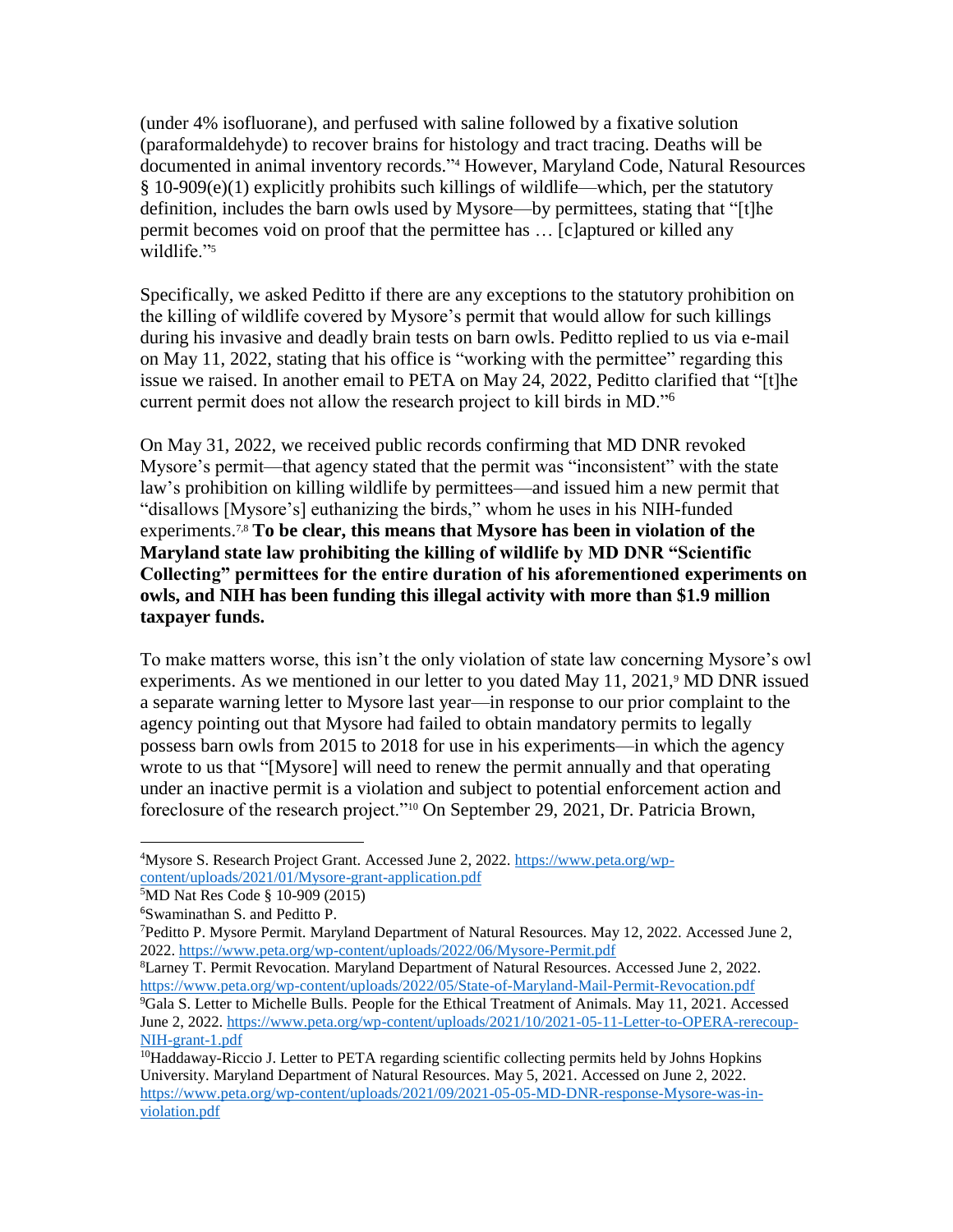(under 4% isofluorane), and perfused with saline followed by a fixative solution (paraformaldehyde) to recover brains for histology and tract tracing. Deaths will be documented in animal inventory records."[4] However, Maryland Code, Natural Resources § 10-909(e)(1) explicitly prohibits such killings of wildlife—which, per the statutory definition, includes the barn owls used by Mysore—by permittees, stating that "[t]he permit becomes void on proof that the permittee has … [c]aptured or killed any wildlife."[5]

Specifically, we asked Peditto if there are any exceptions to the statutory prohibition on the killing of wildlife covered by Mysore's permit that would allow for such killings during his invasive and deadly brain tests on barn owls. Peditto replied to us via e-mail on May 11, 2022, stating that his office is "working with the permittee" regarding this issue we raised. In another email to PETA on May 24, 2022, Peditto clarified that "[t]he current permit does not allow the research project to kill birds in MD."[6]

On May 31, 2022, we received public records confirming that MD DNR revoked Mysore's permit—that agency stated that the permit was "inconsistent" with the state law's prohibition on killing wildlife by permittees—and issued him a new permit that "disallows [Mysore's] euthanizing the birds," whom he uses in his NIH-funded experiments.[7,8] **To be clear, this means that Mysore has been in violation of the Maryland state law prohibiting the killing of wildlife by MD DNR "Scientific Collecting" permittees for the entire duration of his aforementioned experiments on owls, and NIH has been funding this illegal activity with more than $1.9 million taxpayer funds.**

To make matters worse, this isn't the only violation of state law concerning Mysore's owl experiments. As we mentioned in our letter to you dated May 11, 2021,[9] MD DNR issued a separate warning letter to Mysore last year—in response to our prior complaint to the agency pointing out that Mysore had failed to obtain mandatory permits to legally possess barn owls from 2015 to 2018 for use in his experiments—in which the agency wrote to us that "[Mysore] will need to renew the permit annually and that operating under an inactive permit is a violation and subject to potential enforcement action and foreclosure of the research project."[10] On September 29, 2021, Dr. Patricia Brown,

---

[4]Mysore S. Research Project Grant. Accessed June 2, 2022. https://www.peta.org/wp-content/uploads/2021/01/Mysore-grant-application.pdf

[5]MD Nat Res Code § 10-909 (2015)

[6]Swaminathan S. and Peditto P.

[7]Peditto P. Mysore Permit. Maryland Department of Natural Resources. May 12, 2022. Accessed June 2, 2022. https://www.peta.org/wp-content/uploads/2022/06/Mysore-Permit.pdf

[8]Larney T. Permit Revocation. Maryland Department of Natural Resources. Accessed June 2, 2022. https://www.peta.org/wp-content/uploads/2022/05/State-of-Maryland-Mail-Permit-Revocation.pdf

[9]Gala S. Letter to Michelle Bulls. People for the Ethical Treatment of Animals. May 11, 2021. Accessed June 2, 2022. https://www.peta.org/wp-content/uploads/2021/10/2021-05-11-Letter-to-OPERA-rerecoup-NIH-grant-1.pdf

[10]Haddaway-Riccio J. Letter to PETA regarding scientific collecting permits held by Johns Hopkins University. Maryland Department of Natural Resources. May 5, 2021. Accessed on June 2, 2022. https://www.peta.org/wp-content/uploads/2021/09/2021-05-05-MD-DNR-response-Mysore-was-in-violation.pdf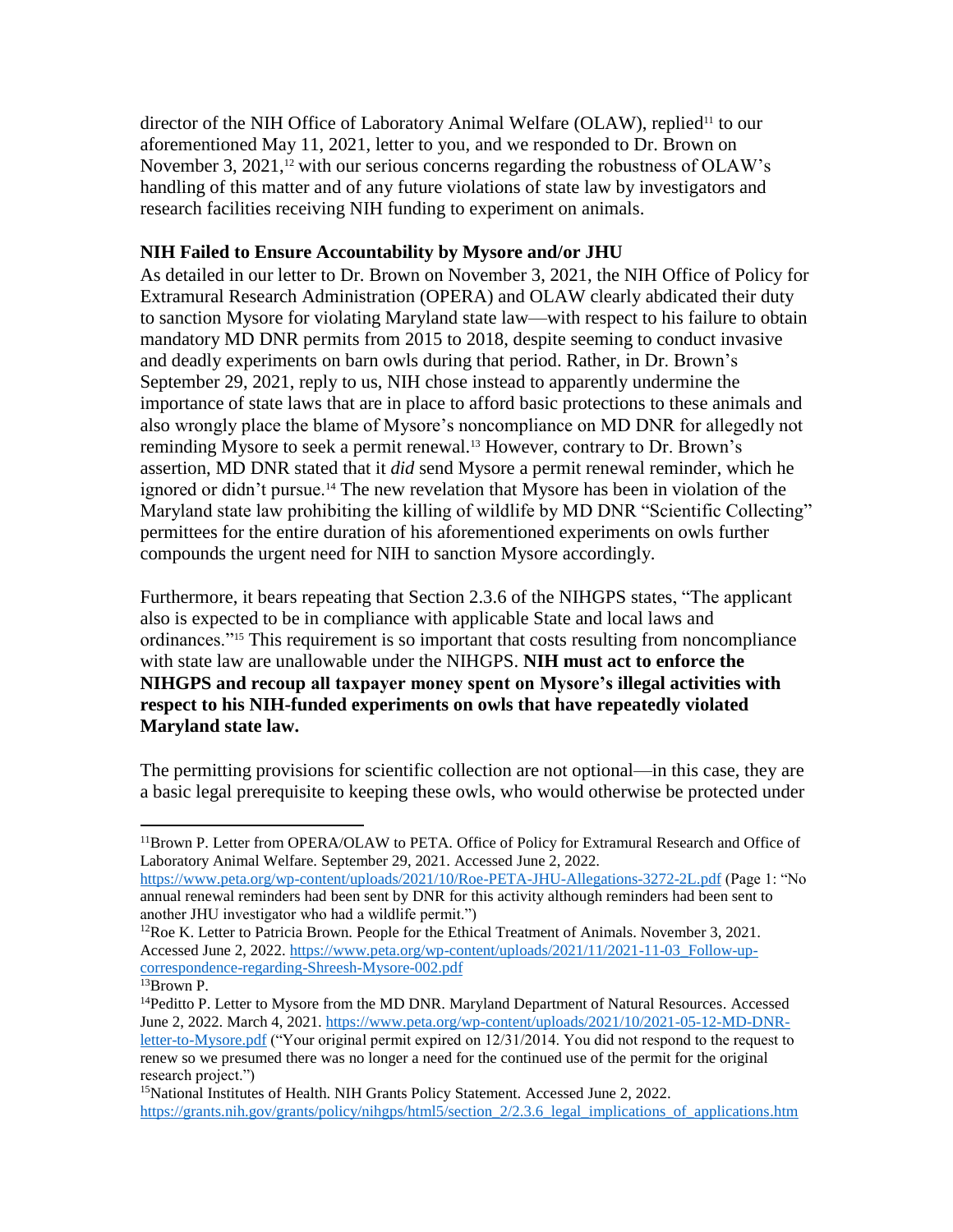director of the NIH Office of Laboratory Animal Welfare (OLAW), replied[11] to our aforementioned May 11, 2021, letter to you, and we responded to Dr. Brown on November 3, 2021,[12] with our serious concerns regarding the robustness of OLAW's handling of this matter and of any future violations of state law by investigators and research facilities receiving NIH funding to experiment on animals.

**NIH Failed to Ensure Accountability by Mysore and/or JHU**

As detailed in our letter to Dr. Brown on November 3, 2021, the NIH Office of Policy for Extramural Research Administration (OPERA) and OLAW clearly abdicated their duty to sanction Mysore for violating Maryland state law—with respect to his failure to obtain mandatory MD DNR permits from 2015 to 2018, despite seeming to conduct invasive and deadly experiments on barn owls during that period. Rather, in Dr. Brown's September 29, 2021, reply to us, NIH chose instead to apparently undermine the importance of state laws that are in place to afford basic protections to these animals and also wrongly place the blame of Mysore's noncompliance on MD DNR for allegedly not reminding Mysore to seek a permit renewal.[13] However, contrary to Dr. Brown's assertion, MD DNR stated that it *did* send Mysore a permit renewal reminder, which he ignored or didn't pursue.[14] The new revelation that Mysore has been in violation of the Maryland state law prohibiting the killing of wildlife by MD DNR "Scientific Collecting" permittees for the entire duration of his aforementioned experiments on owls further compounds the urgent need for NIH to sanction Mysore accordingly.

Furthermore, it bears repeating that Section 2.3.6 of the NIHGPS states, "The applicant also is expected to be in compliance with applicable State and local laws and ordinances."[15] This requirement is so important that costs resulting from noncompliance with state law are unallowable under the NIHGPS. **NIH must act to enforce the NIHGPS and recoup all taxpayer money spent on Mysore's illegal activities with respect to his NIH-funded experiments on owls that have repeatedly violated Maryland state law.**

The permitting provisions for scientific collection are not optional—in this case, they are a basic legal prerequisite to keeping these owls, who would otherwise be protected under

---

[11]Brown P. Letter from OPERA/OLAW to PETA. Office of Policy for Extramural Research and Office of Laboratory Animal Welfare. September 29, 2021. Accessed June 2, 2022. https://www.peta.org/wp-content/uploads/2021/10/Roe-PETA-JHU-Allegations-3272-2L.pdf (Page 1: "No annual renewal reminders had been sent by DNR for this activity although reminders had been sent to another JHU investigator who had a wildlife permit.")

[12]Roe K. Letter to Patricia Brown. People for the Ethical Treatment of Animals. November 3, 2021. Accessed June 2, 2022. https://www.peta.org/wp-content/uploads/2021/11/2021-11-03_Follow-up-correspondence-regarding-Shreesh-Mysore-002.pdf

[13]Brown P.

[14]Peditto P. Letter to Mysore from the MD DNR. Maryland Department of Natural Resources. Accessed June 2, 2022. March 4, 2021. https://www.peta.org/wp-content/uploads/2021/10/2021-05-12-MD-DNR-letter-to-Mysore.pdf ("Your original permit expired on 12/31/2014. You did not respond to the request to renew so we presumed there was no longer a need for the continued use of the permit for the original research project.")

[15]National Institutes of Health. NIH Grants Policy Statement. Accessed June 2, 2022. https://grants.nih.gov/grants/policy/nihgps/html5/section_2/2.3.6_legal_implications_of_applications.htm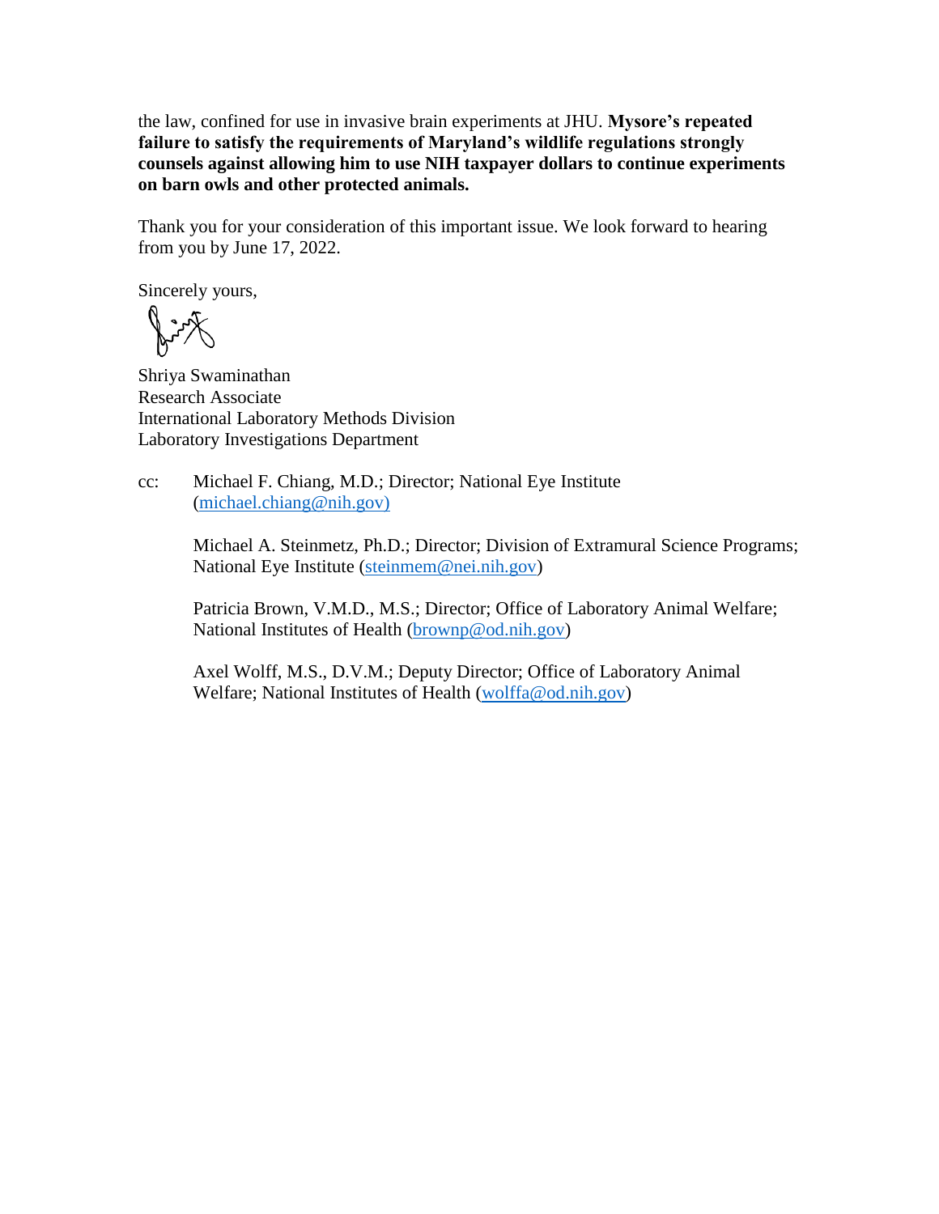the law, confined for use in invasive brain experiments at JHU. **Mysore's repeated failure to satisfy the requirements of Maryland's wildlife regulations strongly counsels against allowing him to use NIH taxpayer dollars to continue experiments on barn owls and other protected animals.**

Thank you for your consideration of this important issue. We look forward to hearing from you by June 17, 2022.

Sincerely yours,

Shriya Swaminathan
Research Associate
International Laboratory Methods Division
Laboratory Investigations Department

cc: Michael F. Chiang, M.D.; Director; National Eye Institute (michael.chiang@nih.gov)

Michael A. Steinmetz, Ph.D.; Director; Division of Extramural Science Programs; National Eye Institute (steinmem@nei.nih.gov)

Patricia Brown, V.M.D., M.S.; Director; Office of Laboratory Animal Welfare; National Institutes of Health (brownp@od.nih.gov)

Axel Wolff, M.S., D.V.M.; Deputy Director; Office of Laboratory Animal Welfare; National Institutes of Health (wolffa@od.nih.gov)